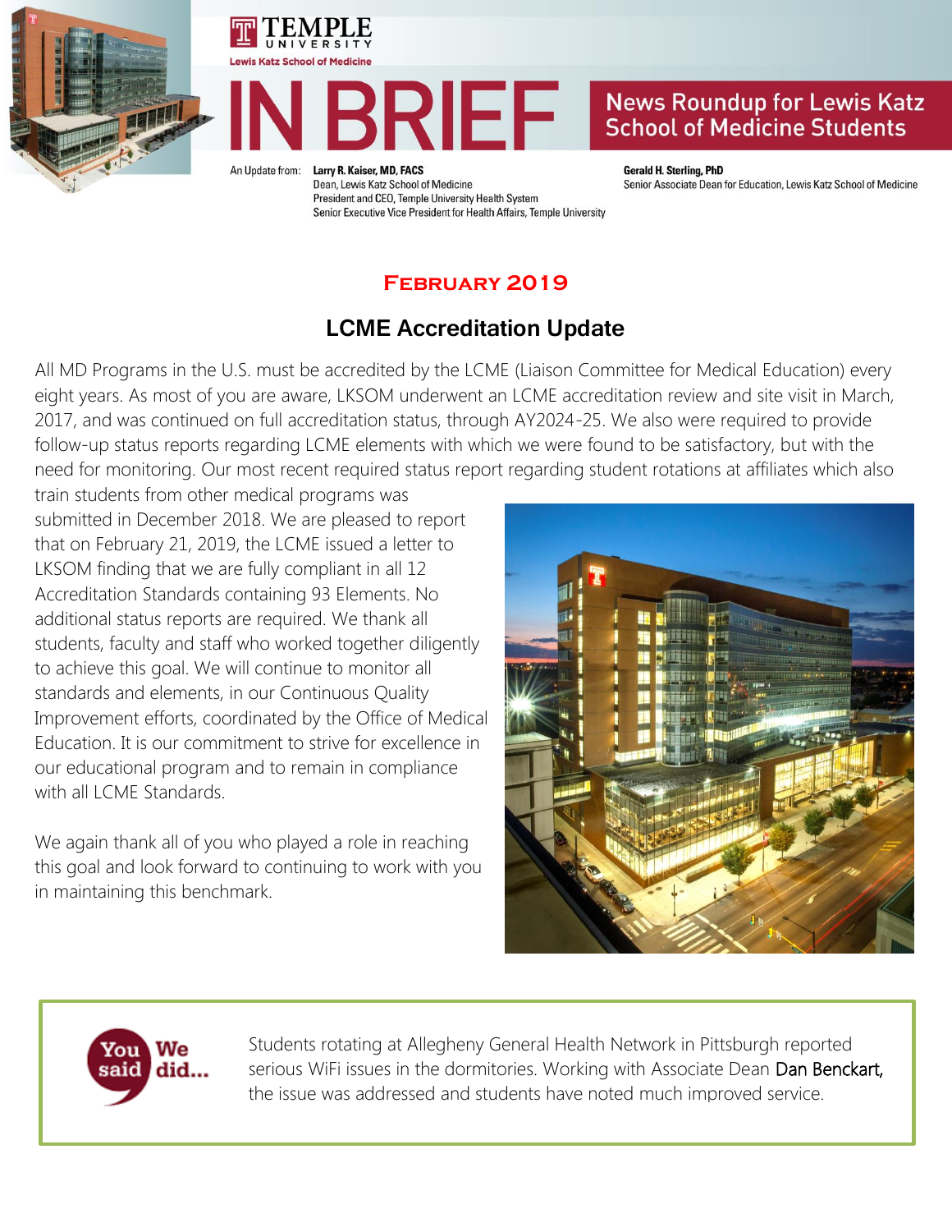TEMPLE UNIVERSITY

Lewis Katz School of Medicine

# IN BRIEF

News Roundup for Lewis Katz School of Medicine Students

An Update from: **Larry R. Kaiser, MD, FACS**
Dean, Lewis Katz School of Medicine
President and CEO, Temple University Health System
Senior Executive Vice President for Health Affairs, Temple University

**Gerald H. Sterling, PhD**
Senior Associate Dean for Education, Lewis Katz School of Medicine

**February 2019**

## LCME Accreditation Update

All MD Programs in the U.S. must be accredited by the LCME (Liaison Committee for Medical Education) every eight years. As most of you are aware, LKSOM underwent an LCME accreditation review and site visit in March, 2017, and was continued on full accreditation status, through AY2024-25. We also were required to provide follow-up status reports regarding LCME elements with which we were found to be satisfactory, but with the need for monitoring. Our most recent required status report regarding student rotations at affiliates which also train students from other medical programs was submitted in December 2018. We are pleased to report that on February 21, 2019, the LCME issued a letter to LKSOM finding that we are fully compliant in all 12 Accreditation Standards containing 93 Elements. No additional status reports are required. We thank all students, faculty and staff who worked together diligently to achieve this goal. We will continue to monitor all standards and elements, in our Continuous Quality Improvement efforts, coordinated by the Office of Medical Education. It is our commitment to strive for excellence in our educational program and to remain in compliance with all LCME Standards.

We again thank all of you who played a role in reaching this goal and look forward to continuing to work with you in maintaining this benchmark.

**You said We did...**

Students rotating at Allegheny General Health Network in Pittsburgh reported serious WiFi issues in the dormitories. Working with Associate Dean Dan Benckart, the issue was addressed and students have noted much improved service.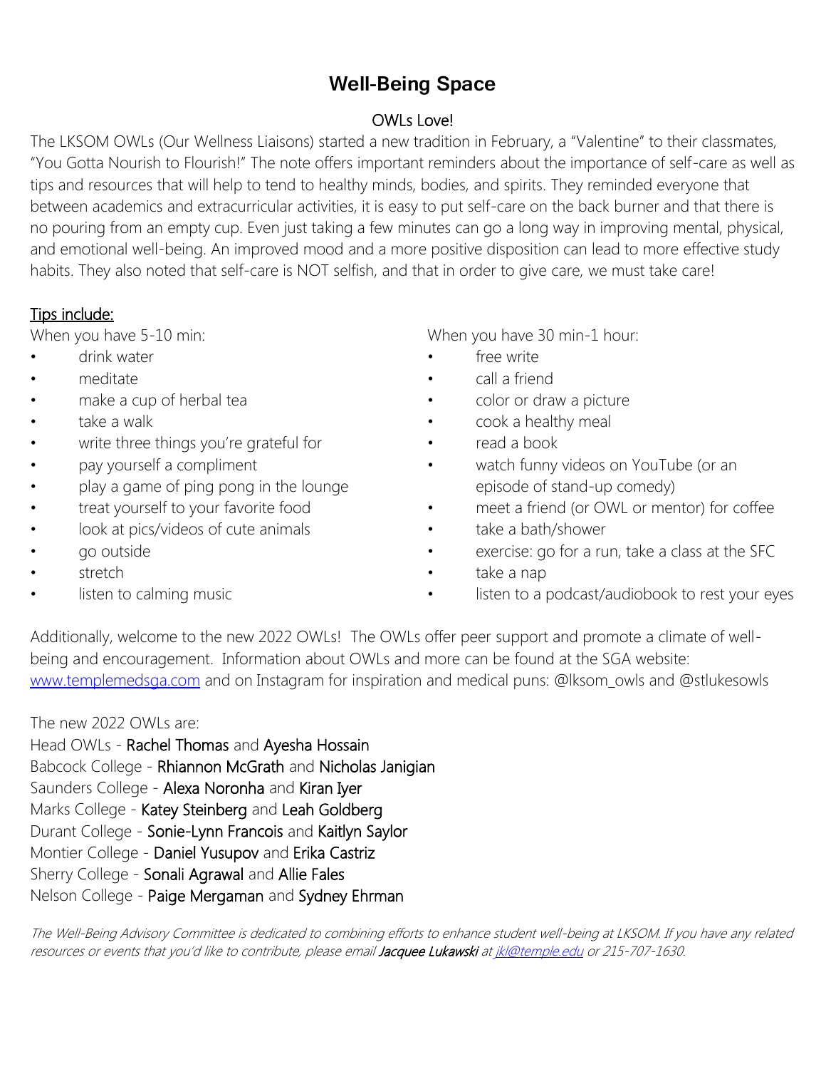# Well-Being Space

## OWLs Love!

The LKSOM OWLs (Our Wellness Liaisons) started a new tradition in February, a "Valentine" to their classmates, "You Gotta Nourish to Flourish!" The note offers important reminders about the importance of self-care as well as tips and resources that will help to tend to healthy minds, bodies, and spirits. They reminded everyone that between academics and extracurricular activities, it is easy to put self-care on the back burner and that there is no pouring from an empty cup. Even just taking a few minutes can go a long way in improving mental, physical, and emotional well-being. An improved mood and a more positive disposition can lead to more effective study habits. They also noted that self-care is NOT selfish, and that in order to give care, we must take care!

<u>Tips include:</u>

When you have 5-10 min:

- drink water
- meditate
- make a cup of herbal tea
- take a walk
- write three things you're grateful for
- pay yourself a compliment
- play a game of ping pong in the lounge
- treat yourself to your favorite food
- look at pics/videos of cute animals
- go outside
- stretch
- listen to calming music

When you have 30 min-1 hour:

- free write
- call a friend
- color or draw a picture
- cook a healthy meal
- read a book
- watch funny videos on YouTube (or an episode of stand-up comedy)
- meet a friend (or OWL or mentor) for coffee
- take a bath/shower
- exercise: go for a run, take a class at the SFC
- take a nap
- listen to a podcast/audiobook to rest your eyes

Additionally, welcome to the new 2022 OWLs! The OWLs offer peer support and promote a climate of well-being and encouragement. Information about OWLs and more can be found at the SGA website: [www.templemedsga.com](http://www.templemedsga.com) and on Instagram for inspiration and medical puns: @lksom_owls and @stlukesowls

The new 2022 OWLs are:
Head OWLs - Rachel Thomas and Ayesha Hossain
Babcock College - Rhiannon McGrath and Nicholas Janigian
Saunders College - Alexa Noronha and Kiran Iyer
Marks College - Katey Steinberg and Leah Goldberg
Durant College - Sonie-Lynn Francois and Kaitlyn Saylor
Montier College - Daniel Yusupov and Erika Castriz
Sherry College - Sonali Agrawal and Allie Fales
Nelson College - Paige Mergaman and Sydney Ehrman

*The Well-Being Advisory Committee is dedicated to combining efforts to enhance student well-being at LKSOM. If you have any related resources or events that you'd like to contribute, please email* ***Jacquee Lukawski*** *at [jkl@temple.edu](mailto:jkl@temple.edu) or 215-707-1630.*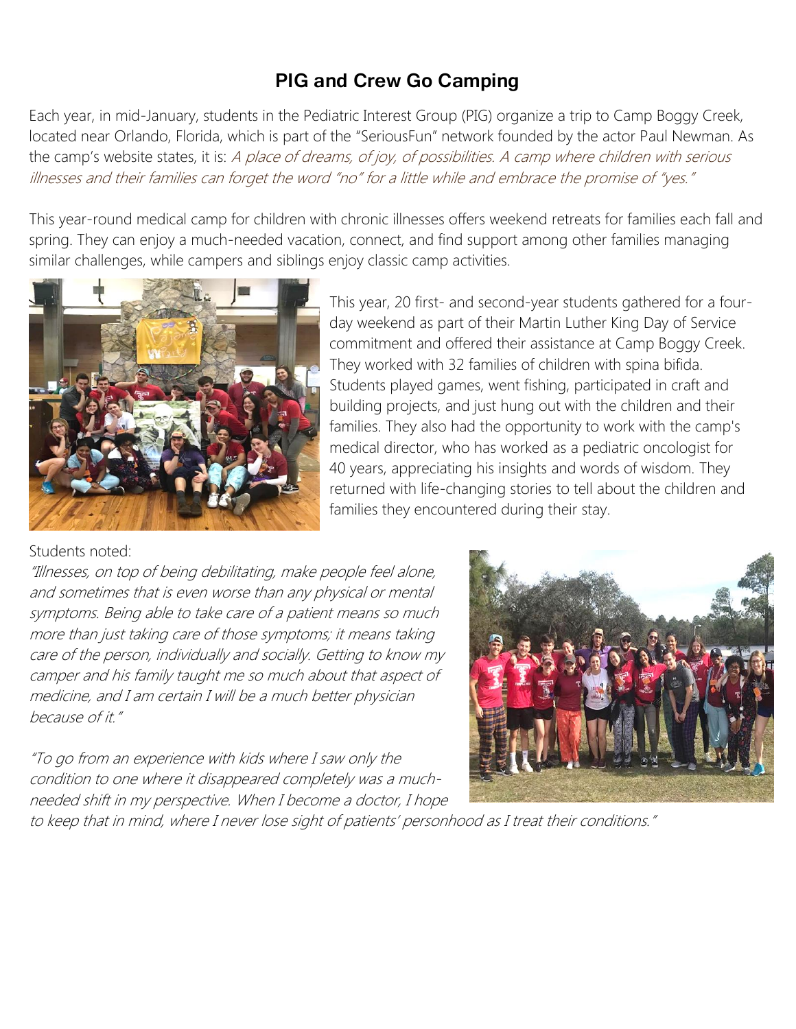# PIG and Crew Go Camping

Each year, in mid-January, students in the Pediatric Interest Group (PIG) organize a trip to Camp Boggy Creek, located near Orlando, Florida, which is part of the "SeriousFun" network founded by the actor Paul Newman. As the camp's website states, it is: *A place of dreams, of joy, of possibilities. A camp where children with serious illnesses and their families can forget the word "no" for a little while and embrace the promise of "yes."*

This year-round medical camp for children with chronic illnesses offers weekend retreats for families each fall and spring. They can enjoy a much-needed vacation, connect, and find support among other families managing similar challenges, while campers and siblings enjoy classic camp activities.

This year, 20 first- and second-year students gathered for a four-day weekend as part of their Martin Luther King Day of Service commitment and offered their assistance at Camp Boggy Creek. They worked with 32 families of children with spina bifida. Students played games, went fishing, participated in craft and building projects, and just hung out with the children and their families. They also had the opportunity to work with the camp's medical director, who has worked as a pediatric oncologist for 40 years, appreciating his insights and words of wisdom. They returned with life-changing stories to tell about the children and families they encountered during their stay.

Students noted:

*"Illnesses, on top of being debilitating, make people feel alone, and sometimes that is even worse than any physical or mental symptoms. Being able to take care of a patient means so much more than just taking care of those symptoms; it means taking care of the person, individually and socially. Getting to know my camper and his family taught me so much about that aspect of medicine, and I am certain I will be a much better physician because of it."*

*"To go from an experience with kids where I saw only the condition to one where it disappeared completely was a much-needed shift in my perspective. When I become a doctor, I hope to keep that in mind, where I never lose sight of patients' personhood as I treat their conditions."*